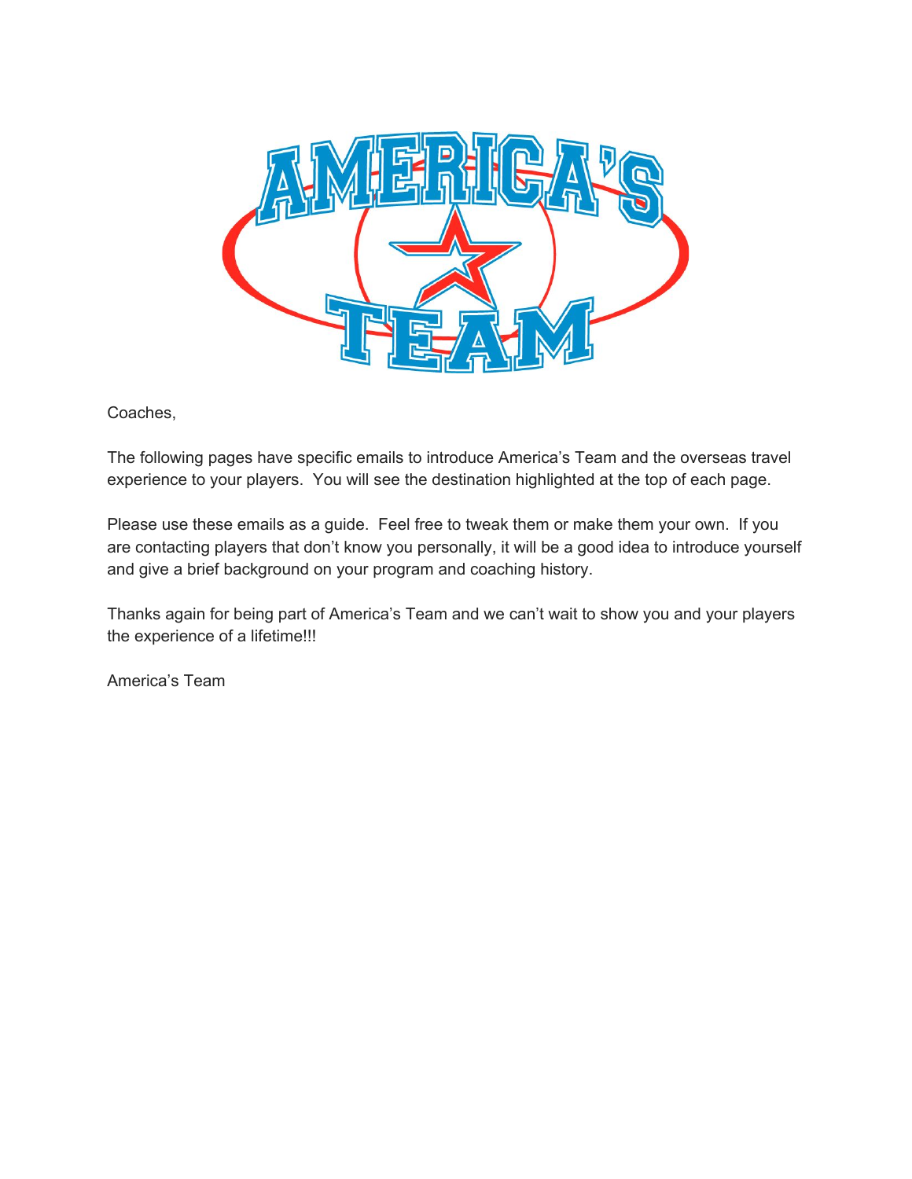Coaches,

The following pages have specific emails to introduce America's Team and the overseas travel experience to your players. You will see the destination highlighted at the top of each page.

Please use these emails as a guide. Feel free to tweak them or make them your own. If you are contacting players that don't know you personally, it will be a good idea to introduce yourself and give a brief background on your program and coaching history.

Thanks again for being part of America's Team and we can't wait to show you and your players the experience of a lifetime!!!

America's Team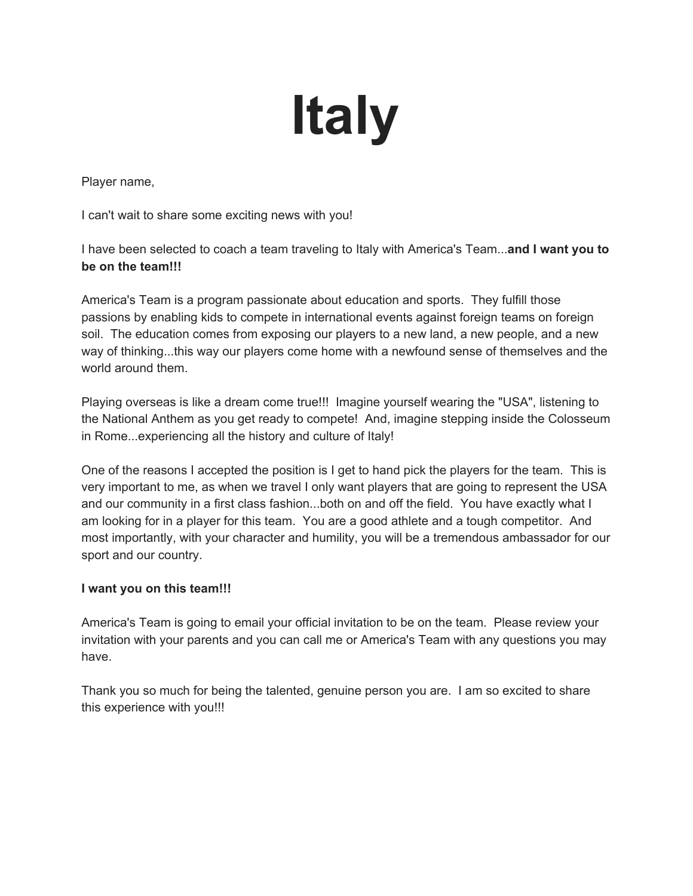# Italy

Player name,

I can't wait to share some exciting news with you!

I have been selected to coach a team traveling to Italy with America's Team...**and I want you to be on the team!!!**

America's Team is a program passionate about education and sports. They fulfill those passions by enabling kids to compete in international events against foreign teams on foreign soil. The education comes from exposing our players to a new land, a new people, and a new way of thinking...this way our players come home with a newfound sense of themselves and the world around them.

Playing overseas is like a dream come true!!! Imagine yourself wearing the "USA", listening to the National Anthem as you get ready to compete! And, imagine stepping inside the Colosseum in Rome...experiencing all the history and culture of Italy!

One of the reasons I accepted the position is I get to hand pick the players for the team. This is very important to me, as when we travel I only want players that are going to represent the USA and our community in a first class fashion...both on and off the field. You have exactly what I am looking for in a player for this team. You are a good athlete and a tough competitor. And most importantly, with your character and humility, you will be a tremendous ambassador for our sport and our country.

**I want you on this team!!!**

America's Team is going to email your official invitation to be on the team. Please review your invitation with your parents and you can call me or America's Team with any questions you may have.

Thank you so much for being the talented, genuine person you are. I am so excited to share this experience with you!!!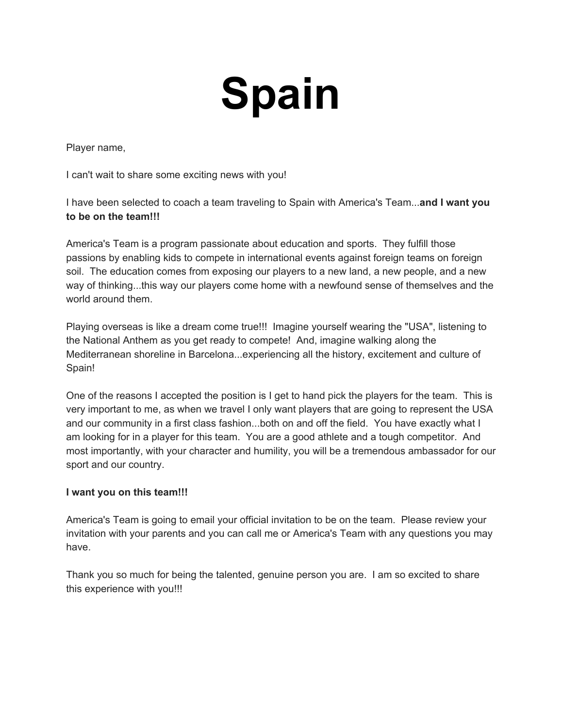# Spain

Player name,

I can't wait to share some exciting news with you!

I have been selected to coach a team traveling to Spain with America's Team...**and I want you to be on the team!!!**

America's Team is a program passionate about education and sports. They fulfill those passions by enabling kids to compete in international events against foreign teams on foreign soil. The education comes from exposing our players to a new land, a new people, and a new way of thinking...this way our players come home with a newfound sense of themselves and the world around them.

Playing overseas is like a dream come true!!! Imagine yourself wearing the "USA", listening to the National Anthem as you get ready to compete! And, imagine walking along the Mediterranean shoreline in Barcelona...experiencing all the history, excitement and culture of Spain!

One of the reasons I accepted the position is I get to hand pick the players for the team. This is very important to me, as when we travel I only want players that are going to represent the USA and our community in a first class fashion...both on and off the field. You have exactly what I am looking for in a player for this team. You are a good athlete and a tough competitor. And most importantly, with your character and humility, you will be a tremendous ambassador for our sport and our country.

**I want you on this team!!!**

America's Team is going to email your official invitation to be on the team. Please review your invitation with your parents and you can call me or America's Team with any questions you may have.

Thank you so much for being the talented, genuine person you are. I am so excited to share this experience with you!!!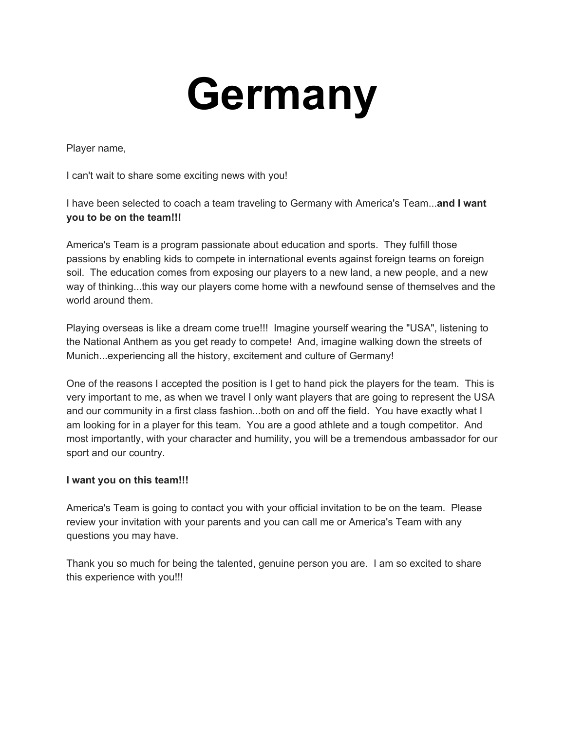# Germany

Player name,

I can't wait to share some exciting news with you!

I have been selected to coach a team traveling to Germany with America's Team...**and I want you to be on the team!!!**

America's Team is a program passionate about education and sports. They fulfill those passions by enabling kids to compete in international events against foreign teams on foreign soil. The education comes from exposing our players to a new land, a new people, and a new way of thinking...this way our players come home with a newfound sense of themselves and the world around them.

Playing overseas is like a dream come true!!! Imagine yourself wearing the "USA", listening to the National Anthem as you get ready to compete! And, imagine walking down the streets of Munich...experiencing all the history, excitement and culture of Germany!

One of the reasons I accepted the position is I get to hand pick the players for the team. This is very important to me, as when we travel I only want players that are going to represent the USA and our community in a first class fashion...both on and off the field. You have exactly what I am looking for in a player for this team. You are a good athlete and a tough competitor. And most importantly, with your character and humility, you will be a tremendous ambassador for our sport and our country.

**I want you on this team!!!**

America's Team is going to contact you with your official invitation to be on the team. Please review your invitation with your parents and you can call me or America's Team with any questions you may have.

Thank you so much for being the talented, genuine person you are. I am so excited to share this experience with you!!!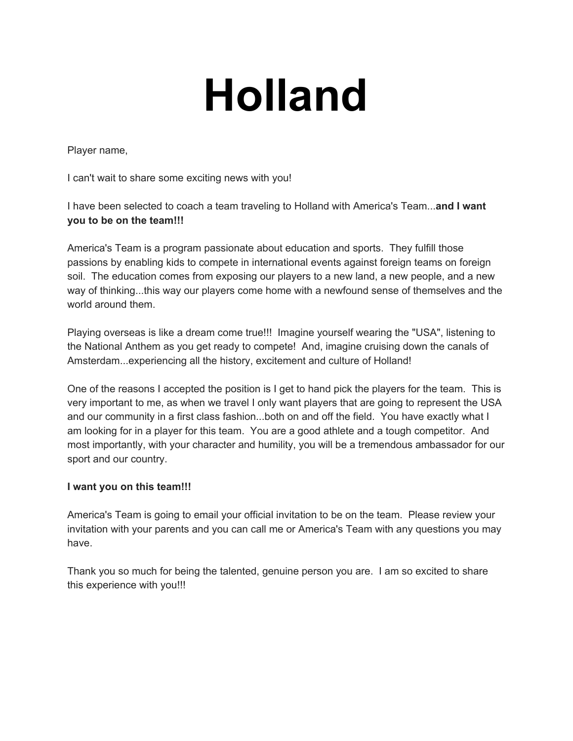# Holland

Player name,

I can't wait to share some exciting news with you!

I have been selected to coach a team traveling to Holland with America's Team...**and I want you to be on the team!!!**

America's Team is a program passionate about education and sports. They fulfill those passions by enabling kids to compete in international events against foreign teams on foreign soil. The education comes from exposing our players to a new land, a new people, and a new way of thinking...this way our players come home with a newfound sense of themselves and the world around them.

Playing overseas is like a dream come true!!! Imagine yourself wearing the "USA", listening to the National Anthem as you get ready to compete! And, imagine cruising down the canals of Amsterdam...experiencing all the history, excitement and culture of Holland!

One of the reasons I accepted the position is I get to hand pick the players for the team. This is very important to me, as when we travel I only want players that are going to represent the USA and our community in a first class fashion...both on and off the field. You have exactly what I am looking for in a player for this team. You are a good athlete and a tough competitor. And most importantly, with your character and humility, you will be a tremendous ambassador for our sport and our country.

**I want you on this team!!!**

America's Team is going to email your official invitation to be on the team. Please review your invitation with your parents and you can call me or America's Team with any questions you may have.

Thank you so much for being the talented, genuine person you are. I am so excited to share this experience with you!!!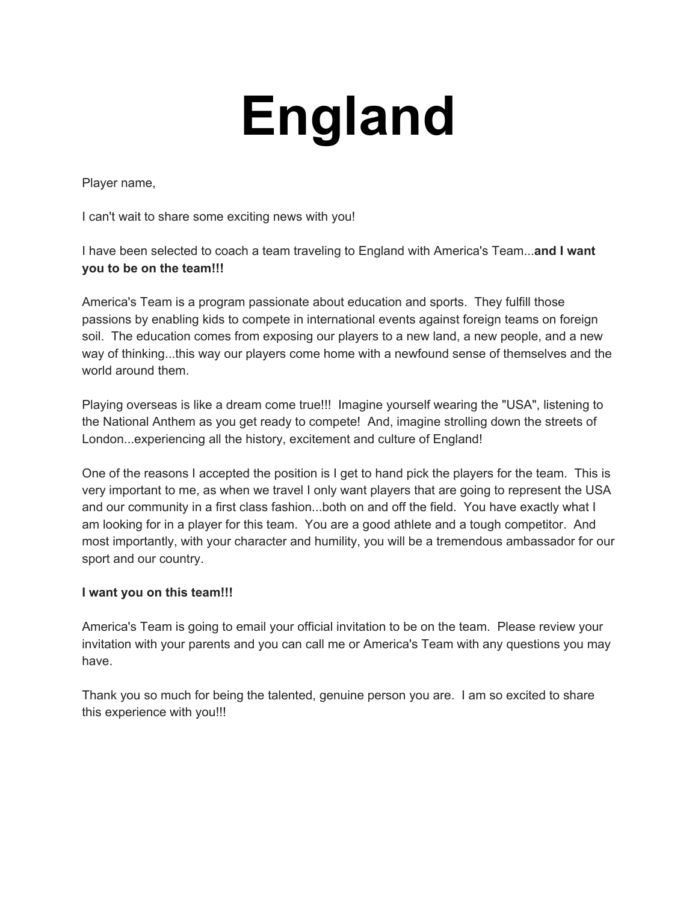# England

Player name,

I can't wait to share some exciting news with you!

I have been selected to coach a team traveling to England with America's Team...**and I want you to be on the team!!!**

America's Team is a program passionate about education and sports. They fulfill those passions by enabling kids to compete in international events against foreign teams on foreign soil. The education comes from exposing our players to a new land, a new people, and a new way of thinking...this way our players come home with a newfound sense of themselves and the world around them.

Playing overseas is like a dream come true!!! Imagine yourself wearing the "USA", listening to the National Anthem as you get ready to compete! And, imagine strolling down the streets of London...experiencing all the history, excitement and culture of England!

One of the reasons I accepted the position is I get to hand pick the players for the team. This is very important to me, as when we travel I only want players that are going to represent the USA and our community in a first class fashion...both on and off the field. You have exactly what I am looking for in a player for this team. You are a good athlete and a tough competitor. And most importantly, with your character and humility, you will be a tremendous ambassador for our sport and our country.

**I want you on this team!!!**

America's Team is going to email your official invitation to be on the team. Please review your invitation with your parents and you can call me or America's Team with any questions you may have.

Thank you so much for being the talented, genuine person you are. I am so excited to share this experience with you!!!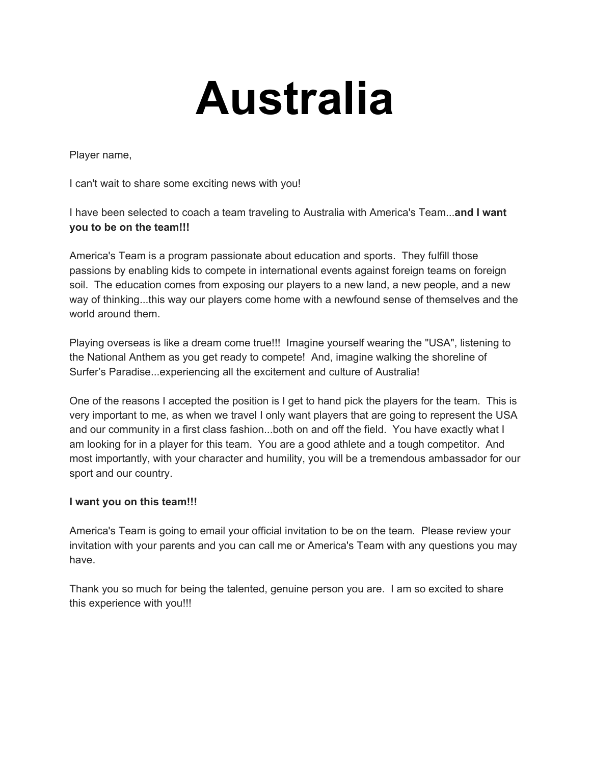# Australia

Player name,

I can't wait to share some exciting news with you!

I have been selected to coach a team traveling to Australia with America's Team...**and I want you to be on the team!!!**

America's Team is a program passionate about education and sports. They fulfill those passions by enabling kids to compete in international events against foreign teams on foreign soil. The education comes from exposing our players to a new land, a new people, and a new way of thinking...this way our players come home with a newfound sense of themselves and the world around them.

Playing overseas is like a dream come true!!! Imagine yourself wearing the "USA", listening to the National Anthem as you get ready to compete! And, imagine walking the shoreline of Surfer's Paradise...experiencing all the excitement and culture of Australia!

One of the reasons I accepted the position is I get to hand pick the players for the team. This is very important to me, as when we travel I only want players that are going to represent the USA and our community in a first class fashion...both on and off the field. You have exactly what I am looking for in a player for this team. You are a good athlete and a tough competitor. And most importantly, with your character and humility, you will be a tremendous ambassador for our sport and our country.

**I want you on this team!!!**

America's Team is going to email your official invitation to be on the team. Please review your invitation with your parents and you can call me or America's Team with any questions you may have.

Thank you so much for being the talented, genuine person you are. I am so excited to share this experience with you!!!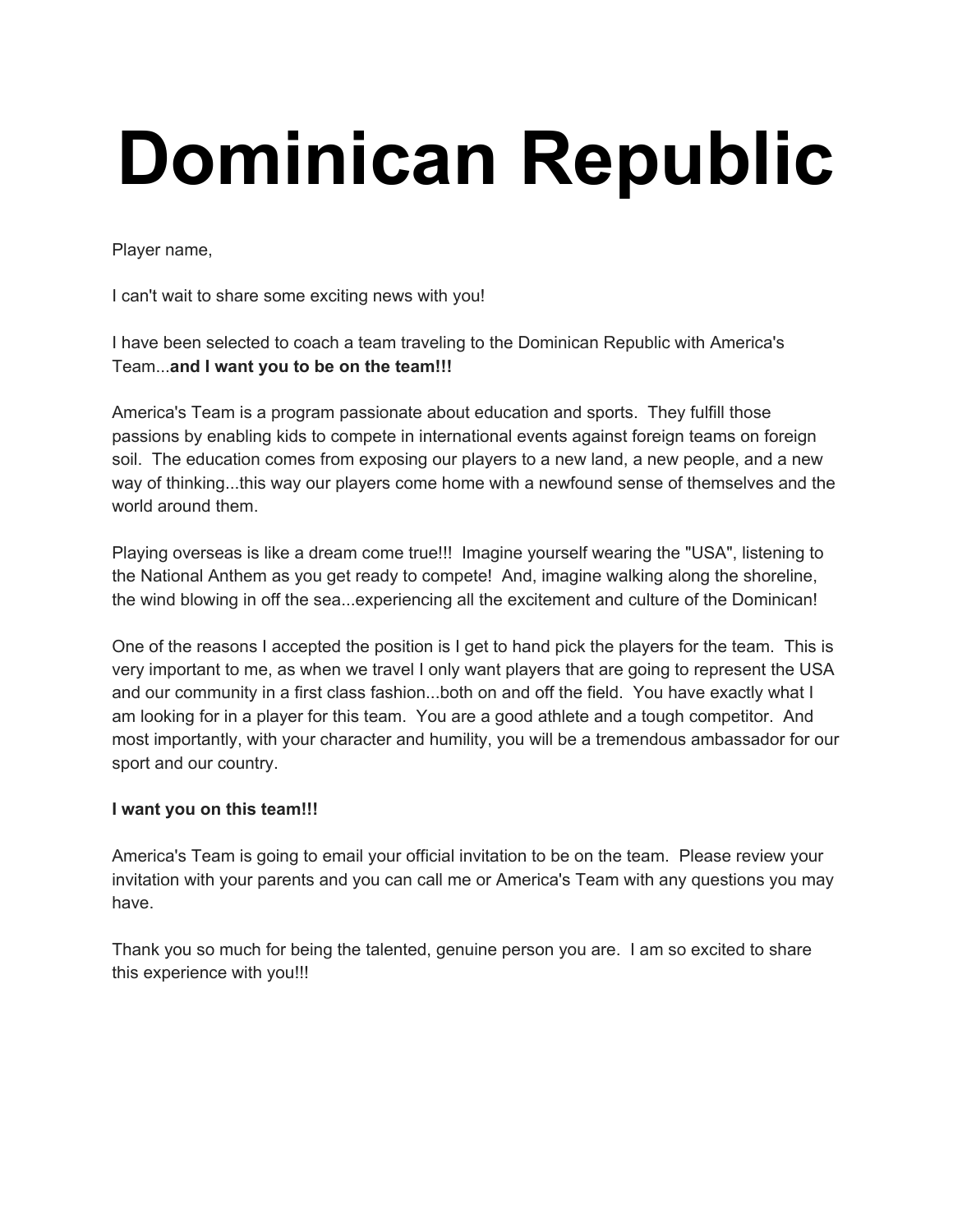# Dominican Republic

Player name,

I can't wait to share some exciting news with you!

I have been selected to coach a team traveling to the Dominican Republic with America's Team...**and I want you to be on the team!!!**

America's Team is a program passionate about education and sports. They fulfill those passions by enabling kids to compete in international events against foreign teams on foreign soil. The education comes from exposing our players to a new land, a new people, and a new way of thinking...this way our players come home with a newfound sense of themselves and the world around them.

Playing overseas is like a dream come true!!! Imagine yourself wearing the "USA", listening to the National Anthem as you get ready to compete! And, imagine walking along the shoreline, the wind blowing in off the sea...experiencing all the excitement and culture of the Dominican!

One of the reasons I accepted the position is I get to hand pick the players for the team. This is very important to me, as when we travel I only want players that are going to represent the USA and our community in a first class fashion...both on and off the field. You have exactly what I am looking for in a player for this team. You are a good athlete and a tough competitor. And most importantly, with your character and humility, you will be a tremendous ambassador for our sport and our country.

**I want you on this team!!!**

America's Team is going to email your official invitation to be on the team. Please review your invitation with your parents and you can call me or America's Team with any questions you may have.

Thank you so much for being the talented, genuine person you are. I am so excited to share this experience with you!!!